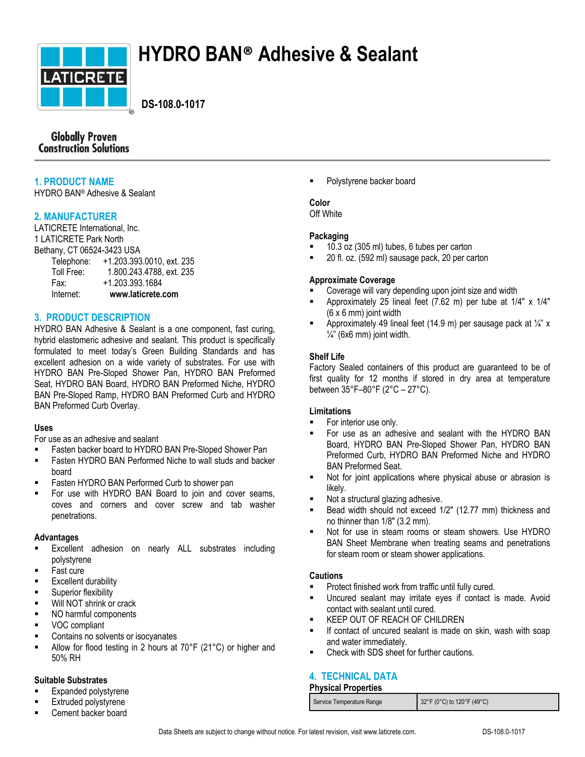# HYDRO BAN® Adhesive & Sealant

**DS-108.0-1017**

Globally Proven Construction Solutions

## 1. PRODUCT NAME

HYDRO BAN® Adhesive & Sealant

## 2. MANUFACTURER

LATICRETE International, Inc.
1 LATICRETE Park North
Bethany, CT 06524-3423 USA

Telephone: +1.203.393.0010, ext. 235
Toll Free: 1.800.243.4788, ext. 235
Fax: +1.203.393.1684
Internet: **www.laticrete.com**

## 3. PRODUCT DESCRIPTION

HYDRO BAN Adhesive & Sealant is a one component, fast curing, hybrid elastomeric adhesive and sealant. This product is specifically formulated to meet today's Green Building Standards and has excellent adhesion on a wide variety of substrates. For use with HYDRO BAN Pre-Sloped Shower Pan, HYDRO BAN Preformed Seat, HYDRO BAN Board, HYDRO BAN Preformed Niche, HYDRO BAN Pre-Sloped Ramp, HYDRO BAN Preformed Curb and HYDRO BAN Preformed Curb Overlay.

### Uses

For use as an adhesive and sealant

- Fasten backer board to HYDRO BAN Pre-Sloped Shower Pan
- Fasten HYDRO BAN Performed Niche to wall studs and backer board
- Fasten HYDRO BAN Performed Curb to shower pan
- For use with HYDRO BAN Board to join and cover seams, coves and corners and cover screw and tab washer penetrations.

### Advantages

- Excellent adhesion on nearly ALL substrates including polystyrene
- Fast cure
- Excellent durability
- Superior flexibility
- Will NOT shrink or crack
- NO harmful components
- VOC compliant
- Contains no solvents or isocyanates
- Allow for flood testing in 2 hours at 70°F (21°C) or higher and 50% RH

### Suitable Substrates

- Expanded polystyrene
- Extruded polystyrene
- Cement backer board
- Polystyrene backer board

### Color

Off White

### Packaging

- 10.3 oz (305 ml) tubes, 6 tubes per carton
- 20 fl. oz. (592 ml) sausage pack, 20 per carton

### Approximate Coverage

- Coverage will vary depending upon joint size and width
- Approximately 25 lineal feet (7.62 m) per tube at 1/4" x 1/4" (6 x 6 mm) joint width
- Approximately 49 lineal feet (14.9 m) per sausage pack at ¼" x ¼" (6x6 mm) joint width.

### Shelf Life

Factory Sealed containers of this product are guaranteed to be of first quality for 12 months if stored in dry area at temperature between 35°F–80°F (2°C – 27°C).

### Limitations

- For interior use only.
- For use as an adhesive and sealant with the HYDRO BAN Board, HYDRO BAN Pre-Sloped Shower Pan, HYDRO BAN Preformed Curb, HYDRO BAN Preformed Niche and HYDRO BAN Preformed Seat.
- Not for joint applications where physical abuse or abrasion is likely.
- Not a structural glazing adhesive.
- Bead width should not exceed 1/2" (12.77 mm) thickness and no thinner than 1/8" (3.2 mm).
- Not for use in steam rooms or steam showers. Use HYDRO BAN Sheet Membrane when treating seams and penetrations for steam room or steam shower applications.

### Cautions

- Protect finished work from traffic until fully cured.
- Uncured sealant may irritate eyes if contact is made. Avoid contact with sealant until cured.
- KEEP OUT OF REACH OF CHILDREN
- If contact of uncured sealant is made on skin, wash with soap and water immediately.
- Check with SDS sheet for further cautions.

## 4. TECHNICAL DATA

### Physical Properties

| Service Temperature Range | 32°F (0°C) to 120°F (49°C) |
|---|---|

Data Sheets are subject to change without notice. For latest revision, visit www.laticrete.com.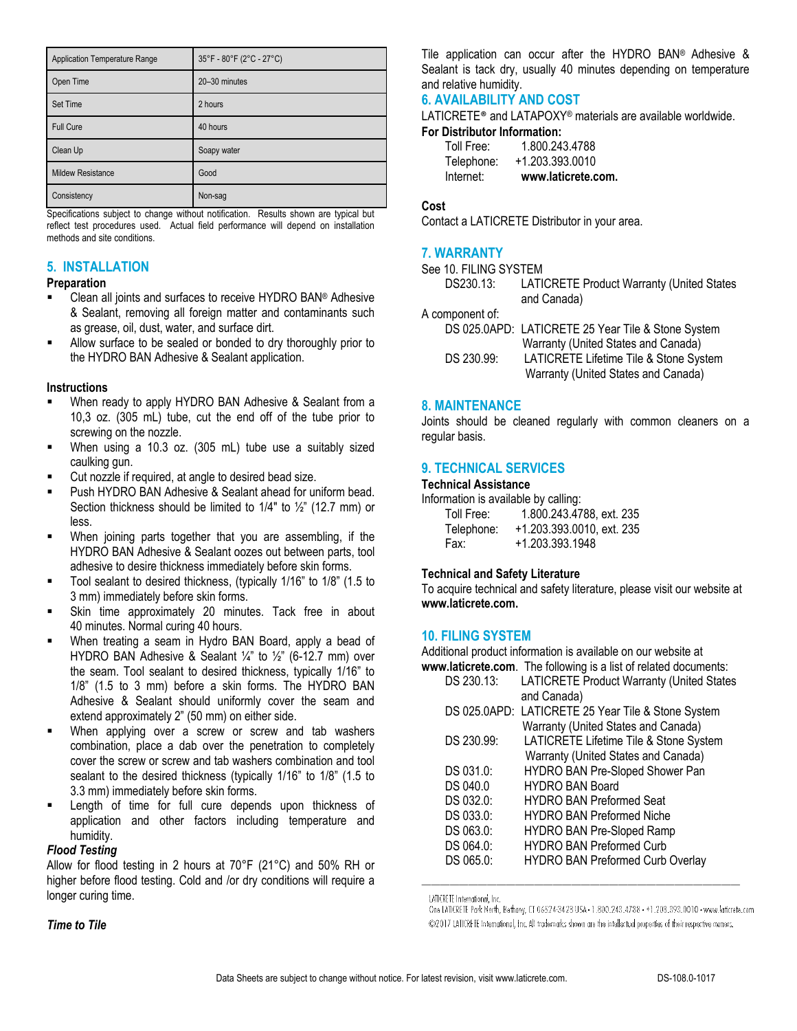| | |
|---|---|
| Application Temperature Range | 35°F - 80°F (2°C - 27°C) |
| Open Time | 20–30 minutes |
| Set Time | 2 hours |
| Full Cure | 40 hours |
| Clean Up | Soapy water |
| Mildew Resistance | Good |
| Consistency | Non-sag |

Specifications subject to change without notification. Results shown are typical but reflect test procedures used. Actual field performance will depend on installation methods and site conditions.

## 5. INSTALLATION

**Preparation**

- Clean all joints and surfaces to receive HYDRO BAN® Adhesive & Sealant, removing all foreign matter and contaminants such as grease, oil, dust, water, and surface dirt.
- Allow surface to be sealed or bonded to dry thoroughly prior to the HYDRO BAN Adhesive & Sealant application.

**Instructions**

- When ready to apply HYDRO BAN Adhesive & Sealant from a 10,3 oz. (305 mL) tube, cut the end off of the tube prior to screwing on the nozzle.
- When using a 10.3 oz. (305 mL) tube use a suitably sized caulking gun.
- Cut nozzle if required, at angle to desired bead size.
- Push HYDRO BAN Adhesive & Sealant ahead for uniform bead. Section thickness should be limited to 1/4" to ½" (12.7 mm) or less.
- When joining parts together that you are assembling, if the HYDRO BAN Adhesive & Sealant oozes out between parts, tool adhesive to desire thickness immediately before skin forms.
- Tool sealant to desired thickness, (typically 1/16" to 1/8" (1.5 to 3 mm) immediately before skin forms.
- Skin time approximately 20 minutes. Tack free in about 40 minutes. Normal curing 40 hours.
- When treating a seam in Hydro BAN Board, apply a bead of HYDRO BAN Adhesive & Sealant ¼" to ½" (6-12.7 mm) over the seam. Tool sealant to desired thickness, typically 1/16" to 1/8" (1.5 to 3 mm) before a skin forms. The HYDRO BAN Adhesive & Sealant should uniformly cover the seam and extend approximately 2" (50 mm) on either side.
- When applying over a screw or screw and tab washers combination, place a dab over the penetration to completely cover the screw or screw and tab washers combination and tool sealant to the desired thickness (typically 1/16" to 1/8" (1.5 to 3.3 mm) immediately before skin forms.
- Length of time for full cure depends upon thickness of application and other factors including temperature and humidity.

***Flood Testing***

Allow for flood testing in 2 hours at 70°F (21°C) and 50% RH or higher before flood testing. Cold and /or dry conditions will require a longer curing time.

***Time to Tile***

Tile application can occur after the HYDRO BAN® Adhesive & Sealant is tack dry, usually 40 minutes depending on temperature and relative humidity.

## 6. AVAILABILITY AND COST

LATICRETE® and LATAPOXY® materials are available worldwide.

**For Distributor Information:**

Toll Free: 1.800.243.4788
Telephone: +1.203.393.0010
Internet: **www.laticrete.com.**

**Cost**

Contact a LATICRETE Distributor in your area.

## 7. WARRANTY

See 10. FILING SYSTEM

DS230.13: LATICRETE Product Warranty (United States and Canada)

A component of:

DS 025.0APD: LATICRETE 25 Year Tile & Stone System Warranty (United States and Canada)
DS 230.99: LATICRETE Lifetime Tile & Stone System Warranty (United States and Canada)

## 8. MAINTENANCE

Joints should be cleaned regularly with common cleaners on a regular basis.

## 9. TECHNICAL SERVICES

**Technical Assistance**

Information is available by calling:

Toll Free: 1.800.243.4788, ext. 235
Telephone: +1.203.393.0010, ext. 235
Fax: +1.203.393.1948

**Technical and Safety Literature**

To acquire technical and safety literature, please visit our website at **www.laticrete.com.**

## 10. FILING SYSTEM

Additional product information is available on our website at **www.laticrete.com**. The following is a list of related documents:

DS 230.13: LATICRETE Product Warranty (United States and Canada)
DS 025.0APD: LATICRETE 25 Year Tile & Stone System Warranty (United States and Canada)
DS 230.99: LATICRETE Lifetime Tile & Stone System Warranty (United States and Canada)
DS 031.0: HYDRO BAN Pre-Sloped Shower Pan
DS 040.0 HYDRO BAN Board
DS 032.0: HYDRO BAN Preformed Seat
DS 033.0: HYDRO BAN Preformed Niche
DS 063.0: HYDRO BAN Pre-Sloped Ramp
DS 064.0: HYDRO BAN Preformed Curb
DS 065.0: HYDRO BAN Preformed Curb Overlay

LATICRETE International, Inc.
One LATICRETE Park North, Bethany, CT 06524-3423 USA • 1.800.243.4788 • +1.203.393.0010 • www.laticrete.com
©2017 LATICRETE International, Inc. All trademarks shown are the intellectual properties of their respective owners.

Data Sheets are subject to change without notice. For latest revision, visit www.laticrete.com. DS-108.0-1017